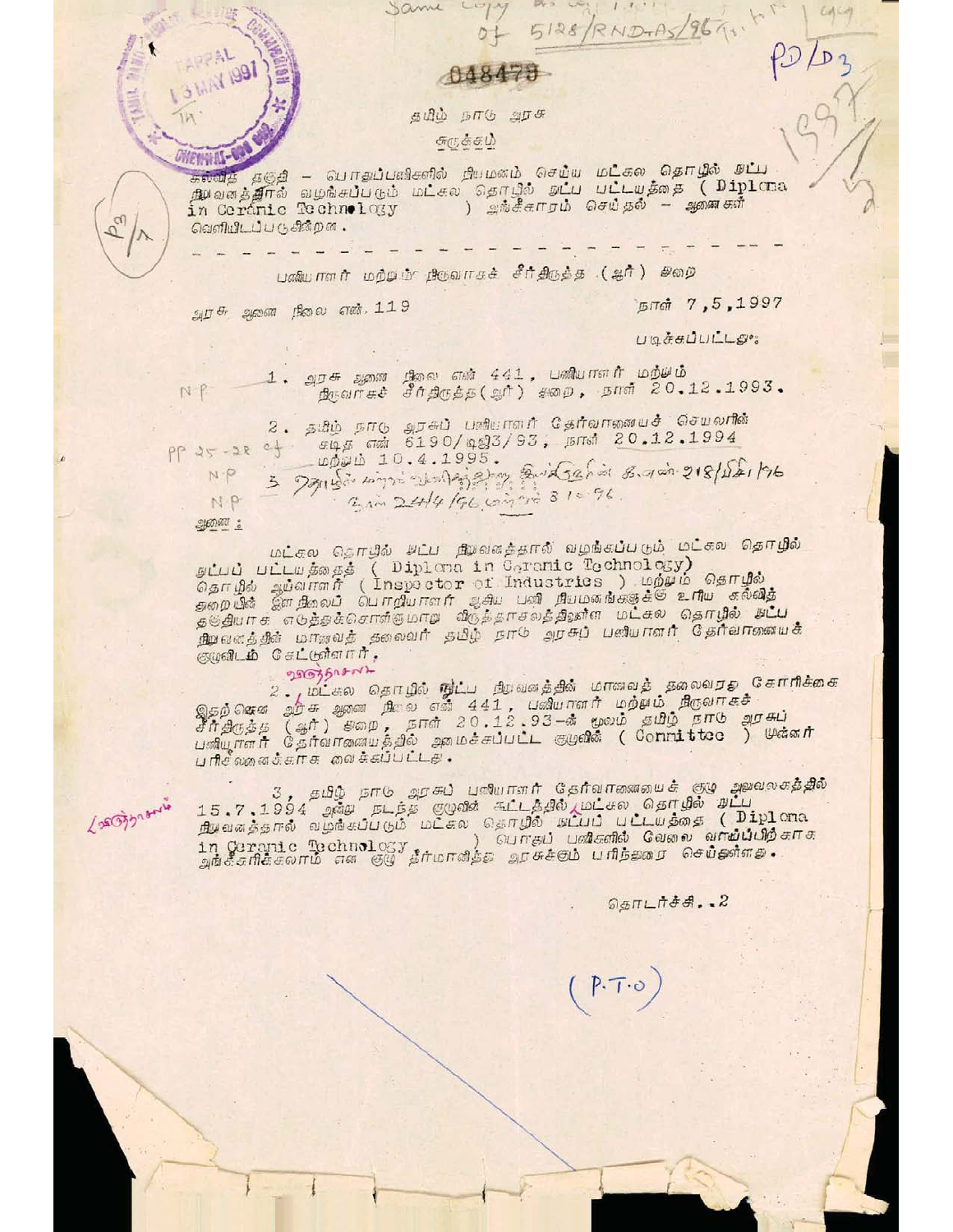Same copy ... of 5128/RND-A5/96

048479

தமிழ் நாடு அரசு

சுருக்கம்

கல்வித் தகுதி – பொதுப்பணிகளில் நியமனம் செய்ய மட்கல தொழில் நுட்ப நிறுவனத்தால் வழங்கப்படும் மட்கல தொழில் நுட்ப பட்டயத்தை (Diploma in Ceramic Technology) அங்கீகாரம் செய்தல் – ஆணை வெளியிடப்படுகிறது.

---

பணியாளர் மற்றும் நிருவாகச் சீர்திருத்த (ஆர்) துறை

அரசு ஆணை நிலை எண். 119

நாள் 7,5,1997

படிக்கப்பட்டது:

1. அரசு ஆணை நிலை எண் 441, பணியாளர் மற்றும் நிருவாகச் சீர்திருத்த (ஆர்) துறை, நாள் 20.12.1993.
2. தமிழ் நாடு அரசுப் பணியாளர் தேர்வாணையச் செயலரின் கடித எண் 6190/ஆஜ3/93, நாள் 20.12.1994 மற்றும் 10.4.1995.
3. ...

ஆணை:

மட்கல தொழில் நுட்ப நிறுவனத்தால் வழங்கப்படும் மட்கல தொழில் நுட்பப் பட்டயத்தைத் (Diploma in Ceramic Technology) தொழில் ஆய்வாளர் (Inspector of Industries) மற்றும் தொழில் துறையின் இளநிலைப் பொறியாளர் ஆகிய பணி நியமனங்களுக்கு உரிய கல்வித் தகுதியாக எடுத்துக்கொள்ளுமாறு விருத்தாசலத்திலுள்ள மட்கல தொழில் நுட்ப நிறுவனத்தின் மாணவத் தலைவர் தமிழ் நாடு அரசுப் பணியாளர் தேர்வாணையக் குழுவிடம் கேட்டுள்ளார்.

2. விருத்தாசலம் மட்கல தொழில் நுட்ப நிறுவனத்தின் மாணவத் தலைவரது கோரிக்கை இதற்கென அரசு ஆணை நிலை எண் 441, பணியாளர் மற்றும் நிருவாகச் சீர்திருத்த (ஆர்) துறை, நாள் 20.12.93–ன் மூலம் தமிழ் நாடு அரசுப் பணியாளர் தேர்வாணையத்தில் அமைக்கப்பட்ட குழுவின் (Committee) முன்னர் பரிசீலனைக்காக வைக்கப்பட்டது.

3. தமிழ் நாடு அரசுப் பணியாளர் தேர்வாணையக் குழு அலுவலகத்தில் 15.7.1994 அன்று நடந்த குழுவின் கூட்டத்தில், விருத்தாசலம் மட்கல தொழில் நுட்ப நிறுவனத்தால் வழங்கப்படும் மட்கல தொழில் நுட்பப் பட்டயத்தை (Diploma in Ceramic Technology) பொதுப் பணிகளில் வேலை வாய்ப்பிற்காக அங்கீகரிக்கலாம் என குழு தீர்மானித்து அரசுக்கும் பரிந்துரை செய்துள்ளது.

தொடர்ச்சி..2

(P.T.O)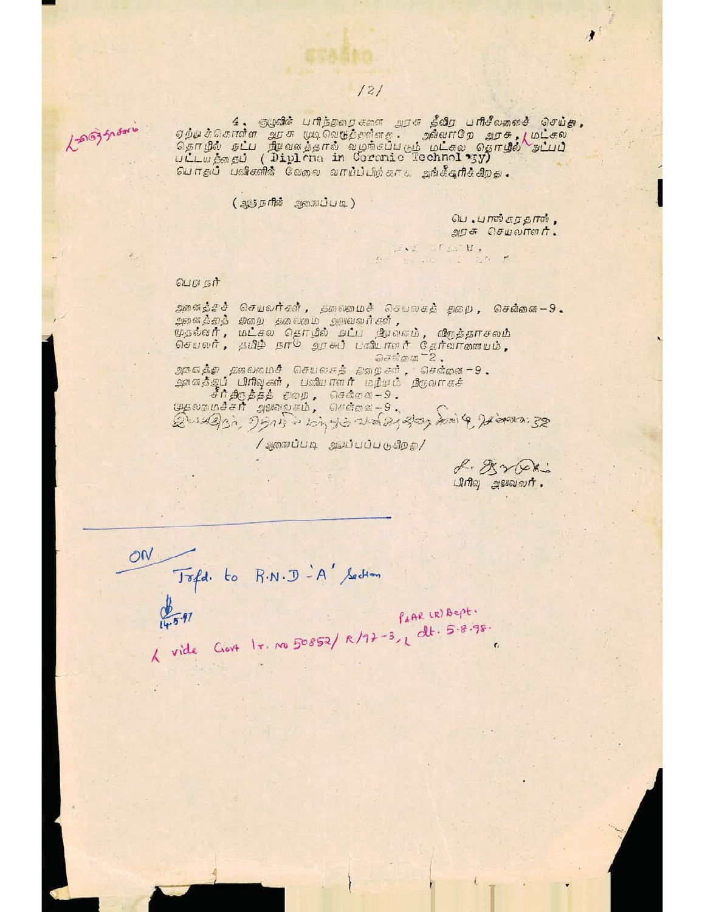4. குழுவின் பரிந்துரைகளை அரசு தீவிர பரிசீலனைச் செய்து, ஏற்றுக்கொள்ள அரசு முடிவெடுத்துள்ளது. அவ்வாறே அரசு, மட்கல தொழில் நுட்ப நிறுவனத்தால் வழங்கப்படும் மட்கல தொழில் நுட்பப் பட்டயத்தைப் (Diploma in Ceramic Technology) பொதுப் பணிகளின் வேலை வாய்ப்பிற்காக அங்கீகரிக்கிறது.

(ஆளுநரின் ஆணைப்படி)

பெ. பாஸ்கரதாஸ்,
அரசு செயலாளர்.

பெறுநர்

அனைத்துச் செயலர்கள், தலைமைச் செயலகத் துறை, சென்னை-9.
அனைத்துத் துறை தலைமை அலுவலர்கள்,
முதல்வர், மட்கல தொழில் நுட்ப நிறுவனம், விருத்தாசலம்
செயலர், தமிழ் நாடு அரசுப் பணியாளர் தேர்வாணையம், சென்னை-2.
அனைத்து தலைமைச் செயலகத் துறைகள், சென்னை-9.
அனைத்துப் பிரிவுகள், பணியாளர் மற்றும் நிர்வாகச் சீர்திருத்தத் துறை, சென்னை-9.
முதலமைச்சர் அலுவலகம், சென்னை-9.

/ஆணைப்படி அனுப்பப்படுகிறது/

பிரிவு அலுவலர்.

ON
Trfd. to R.N.D-'A' Section
14-5-97

vide Govt. lr. no 50852/R/97-3, P&AR (R) Dept. dt. 5-8-98.